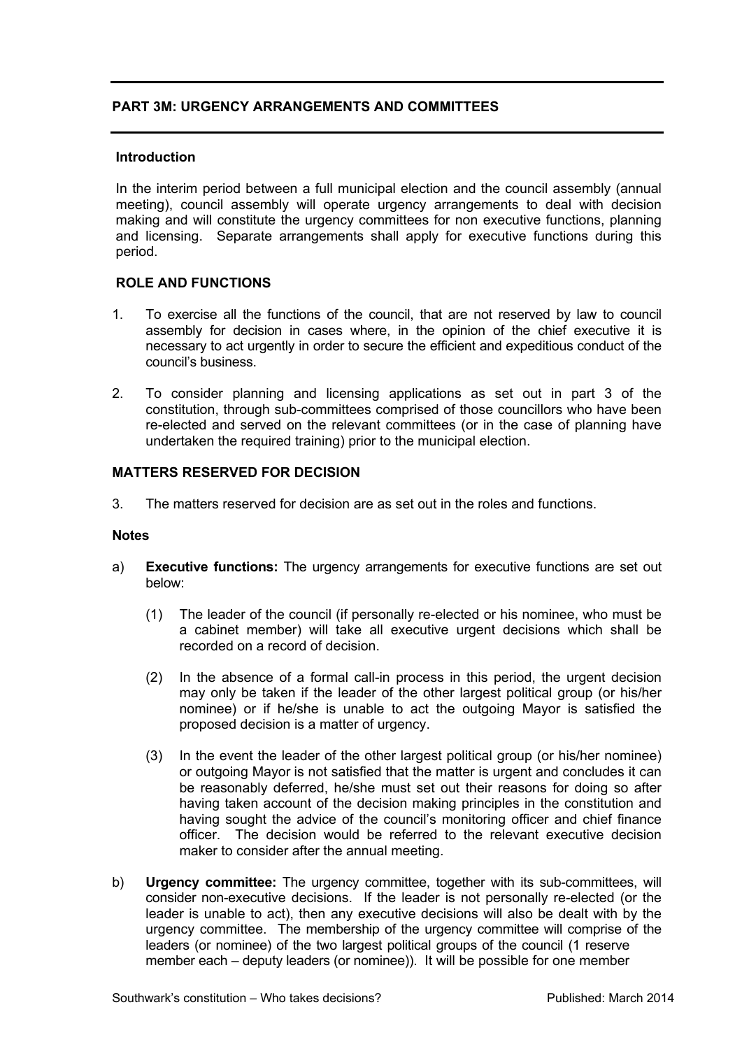## PART 3M: URGENCY ARRANGEMENTS AND COMMITTEES

### Introduction

In the interim period between a full municipal election and the council assembly (annual meeting), council assembly will operate urgency arrangements to deal with decision making and will constitute the urgency committees for non executive functions, planning and licensing. Separate arrangements shall apply for executive functions during this period.

### ROLE AND FUNCTIONS

1. To exercise all the functions of the council, that are not reserved by law to council assembly for decision in cases where, in the opinion of the chief executive it is necessary to act urgently in order to secure the efficient and expeditious conduct of the council's business.

2. To consider planning and licensing applications as set out in part 3 of the constitution, through sub-committees comprised of those councillors who have been re-elected and served on the relevant committees (or in the case of planning have undertaken the required training) prior to the municipal election.

### MATTERS RESERVED FOR DECISION

3. The matters reserved for decision are as set out in the roles and functions.

### Notes

a) **Executive functions:** The urgency arrangements for executive functions are set out below:

   (1) The leader of the council (if personally re-elected or his nominee, who must be a cabinet member) will take all executive urgent decisions which shall be recorded on a record of decision.

   (2) In the absence of a formal call-in process in this period, the urgent decision may only be taken if the leader of the other largest political group (or his/her nominee) or if he/she is unable to act the outgoing Mayor is satisfied the proposed decision is a matter of urgency.

   (3) In the event the leader of the other largest political group (or his/her nominee) or outgoing Mayor is not satisfied that the matter is urgent and concludes it can be reasonably deferred, he/she must set out their reasons for doing so after having taken account of the decision making principles in the constitution and having sought the advice of the council's monitoring officer and chief finance officer. The decision would be referred to the relevant executive decision maker to consider after the annual meeting.

b) **Urgency committee:** The urgency committee, together with its sub-committees, will consider non-executive decisions. If the leader is not personally re-elected (or the leader is unable to act), then any executive decisions will also be dealt with by the urgency committee. The membership of the urgency committee will comprise of the leaders (or nominee) of the two largest political groups of the council (1 reserve member each – deputy leaders (or nominee)). It will be possible for one member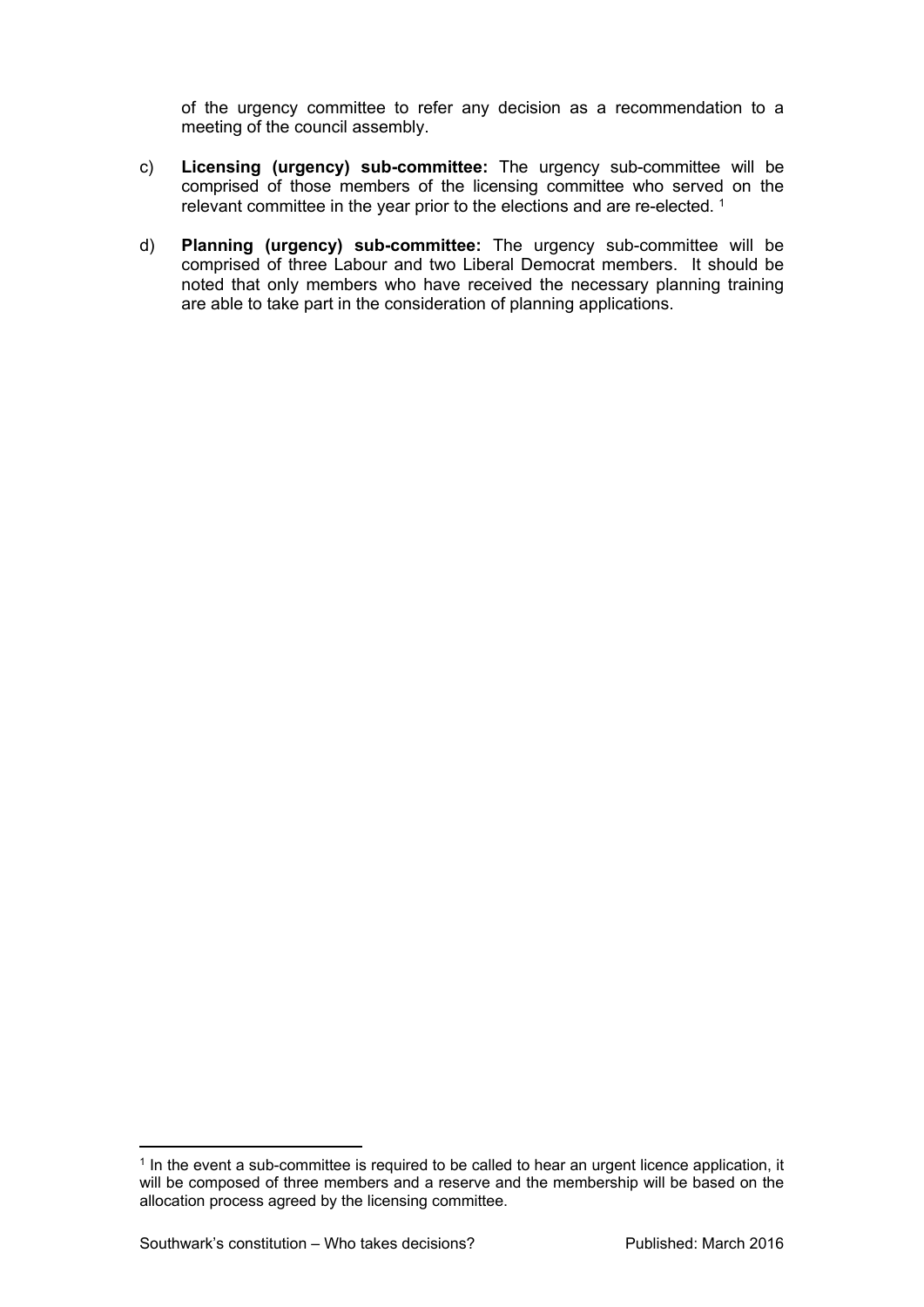of the urgency committee to refer any decision as a recommendation to a meeting of the council assembly.

c) **Licensing (urgency) sub-committee:** The urgency sub-committee will be comprised of those members of the licensing committee who served on the relevant committee in the year prior to the elections and are re-elected. [1]

d) **Planning (urgency) sub-committee:** The urgency sub-committee will be comprised of three Labour and two Liberal Democrat members. It should be noted that only members who have received the necessary planning training are able to take part in the consideration of planning applications.

[1] In the event a sub-committee is required to be called to hear an urgent licence application, it will be composed of three members and a reserve and the membership will be based on the allocation process agreed by the licensing committee.